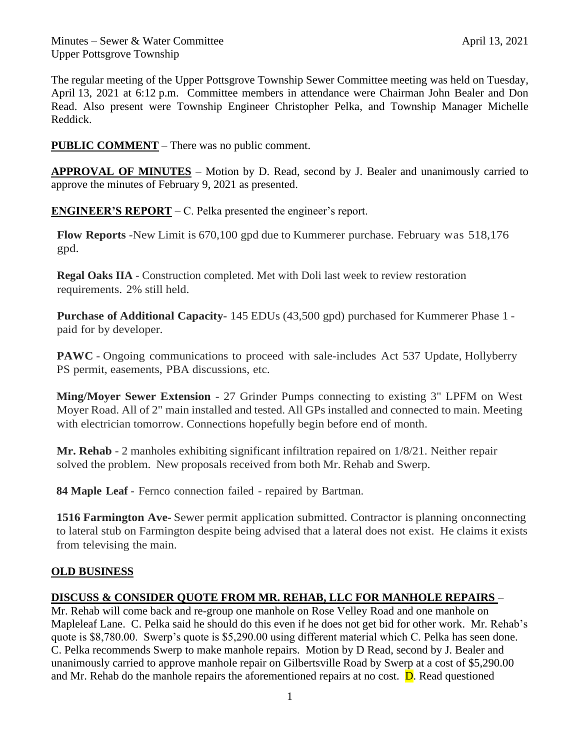Minutes – Sewer & Water Committee April 13, 2021
Upper Pottsgrove Township

The regular meeting of the Upper Pottsgrove Township Sewer Committee meeting was held on Tuesday, April 13, 2021 at 6:12 p.m. Committee members in attendance were Chairman John Bealer and Don Read. Also present were Township Engineer Christopher Pelka, and Township Manager Michelle Reddick.

**PUBLIC COMMENT** – There was no public comment.

**APPROVAL OF MINUTES** – Motion by D. Read, second by J. Bealer and unanimously carried to approve the minutes of February 9, 2021 as presented.

**ENGINEER'S REPORT** – C. Pelka presented the engineer's report.

**Flow Reports** -New Limit is 670,100 gpd due to Kummerer purchase. February was 518,176 gpd.

**Regal Oaks IIA** - Construction completed. Met with Doli last week to review restoration requirements. 2% still held.

**Purchase of Additional Capacity-** 145 EDUs (43,500 gpd) purchased for Kummerer Phase 1 - paid for by developer.

**PAWC** - Ongoing communications to proceed with sale-includes Act 537 Update, Hollyberry PS permit, easements, PBA discussions, etc.

**Ming/Moyer Sewer Extension** - 27 Grinder Pumps connecting to existing 3" LPFM on West Moyer Road. All of 2" main installed and tested. All GPs installed and connected to main. Meeting with electrician tomorrow. Connections hopefully begin before end of month.

**Mr. Rehab** - 2 manholes exhibiting significant infiltration repaired on 1/8/21. Neither repair solved the problem. New proposals received from both Mr. Rehab and Swerp.

**84 Maple Leaf** - Fernco connection failed - repaired by Bartman.

**1516 Farmington Ave-** Sewer permit application submitted. Contractor is planning onconnecting to lateral stub on Farmington despite being advised that a lateral does not exist. He claims it exists from televising the main.

**OLD BUSINESS**

**DISCUSS & CONSIDER QUOTE FROM MR. REHAB, LLC FOR MANHOLE REPAIRS** –
Mr. Rehab will come back and re-group one manhole on Rose Velley Road and one manhole on Mapleleaf Lane. C. Pelka said he should do this even if he does not get bid for other work. Mr. Rehab's quote is $8,780.00. Swerp's quote is $5,290.00 using different material which C. Pelka has seen done. C. Pelka recommends Swerp to make manhole repairs. Motion by D Read, second by J. Bealer and unanimously carried to approve manhole repair on Gilbertsville Road by Swerp at a cost of $5,290.00 and Mr. Rehab do the manhole repairs the aforementioned repairs at no cost. D. Read questioned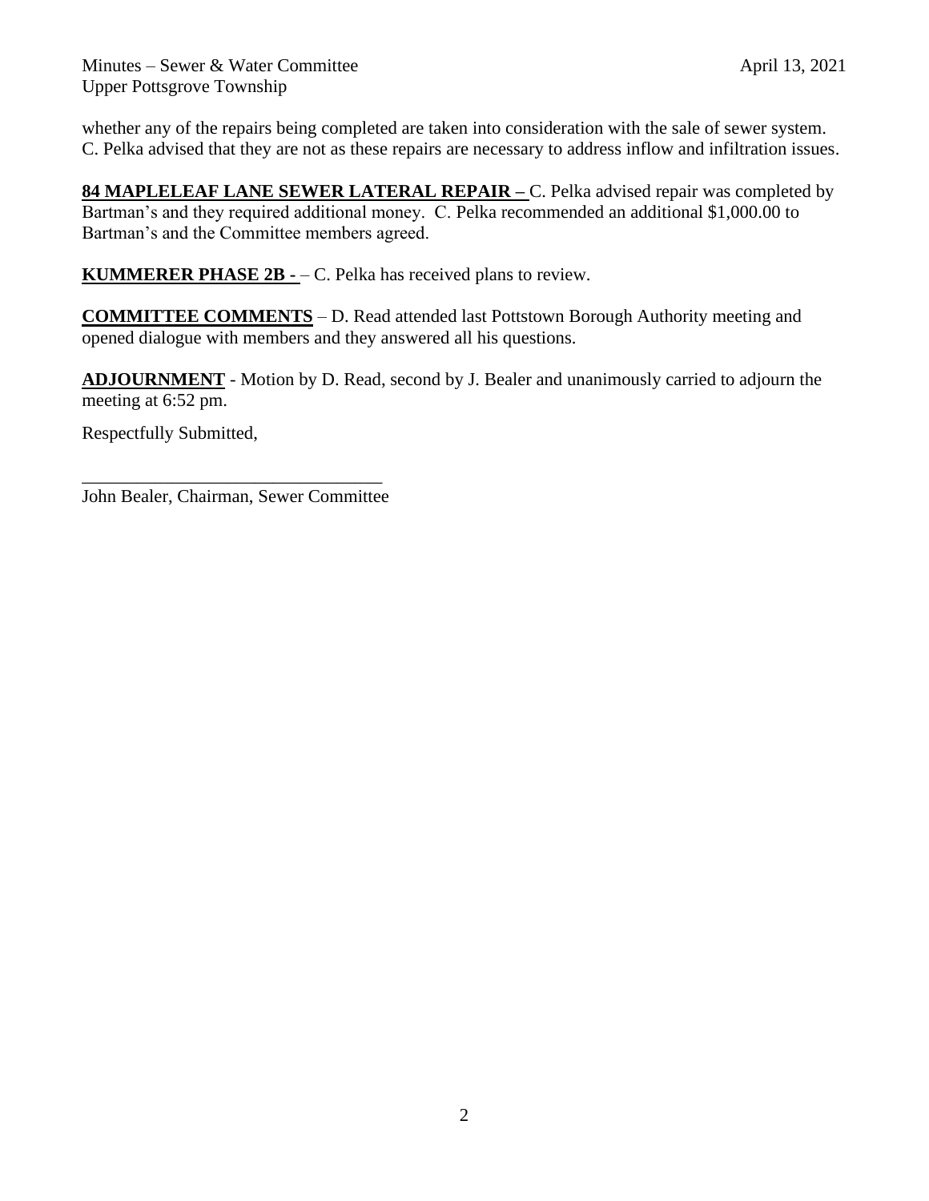whether any of the repairs being completed are taken into consideration with the sale of sewer system. C. Pelka advised that they are not as these repairs are necessary to address inflow and infiltration issues.

**84 MAPLELEAF LANE SEWER LATERAL REPAIR –** C. Pelka advised repair was completed by Bartman's and they required additional money. C. Pelka recommended an additional $1,000.00 to Bartman's and the Committee members agreed.

**KUMMERER PHASE 2B -** – C. Pelka has received plans to review.

**COMMITTEE COMMENTS** – D. Read attended last Pottstown Borough Authority meeting and opened dialogue with members and they answered all his questions.

**ADJOURNMENT** - Motion by D. Read, second by J. Bealer and unanimously carried to adjourn the meeting at 6:52 pm.

Respectfully Submitted,

_________________________________

John Bealer, Chairman, Sewer Committee